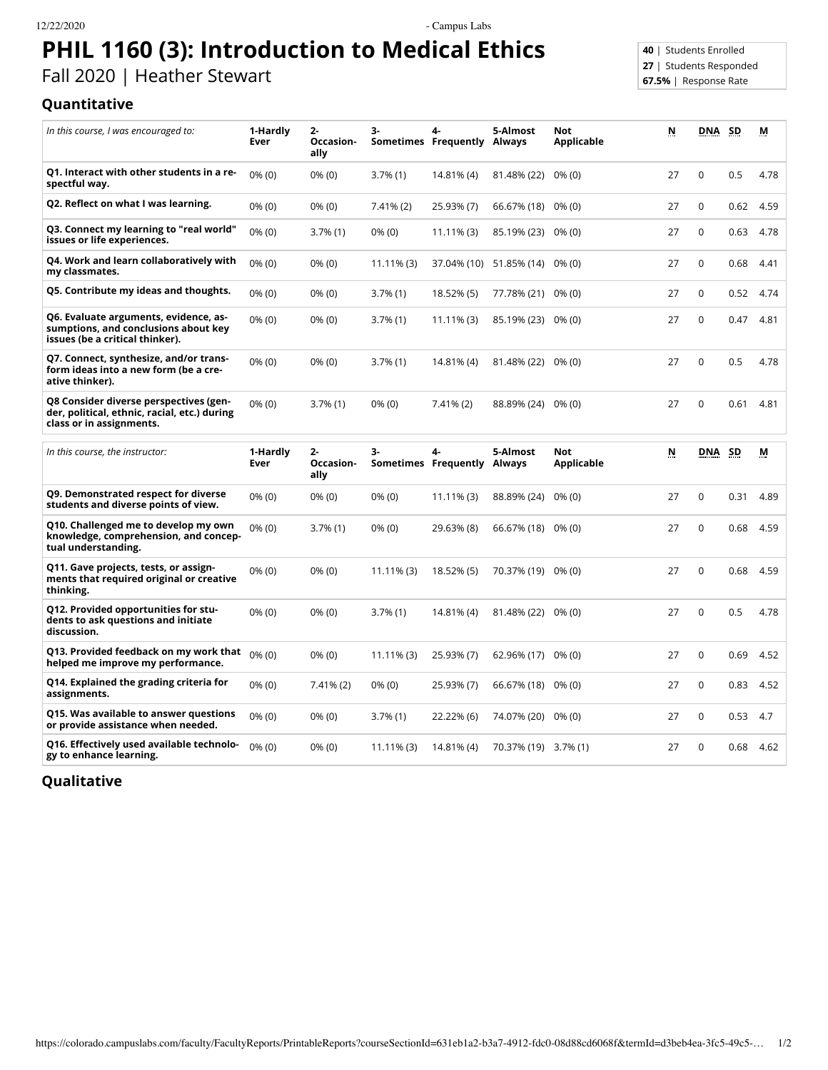# PHIL 1160 (3): Introduction to Medical Ethics

Fall 2020 | Heather Stewart

**40** | Students Enrolled
**27** | Students Responded
**67.5%** | Response Rate

## Quantitative

| *In this course, I was encouraged to:* | 1-Hardly Ever | 2-Occasionally | 3-Sometimes | 4-Frequently | 5-Almost Always | Not Applicable | N | DNA | SD | M |
|---|---|---|---|---|---|---|---|---|---|---|
| **Q1. Interact with other students in a respectful way.** | 0% (0) | 0% (0) | 3.7% (1) | 14.81% (4) | 81.48% (22) | 0% (0) | 27 | 0 | 0.5 | 4.78 |
| **Q2. Reflect on what I was learning.** | 0% (0) | 0% (0) | 7.41% (2) | 25.93% (7) | 66.67% (18) | 0% (0) | 27 | 0 | 0.62 | 4.59 |
| **Q3. Connect my learning to "real world" issues or life experiences.** | 0% (0) | 3.7% (1) | 0% (0) | 11.11% (3) | 85.19% (23) | 0% (0) | 27 | 0 | 0.63 | 4.78 |
| **Q4. Work and learn collaboratively with my classmates.** | 0% (0) | 0% (0) | 11.11% (3) | 37.04% (10) | 51.85% (14) | 0% (0) | 27 | 0 | 0.68 | 4.41 |
| **Q5. Contribute my ideas and thoughts.** | 0% (0) | 0% (0) | 3.7% (1) | 18.52% (5) | 77.78% (21) | 0% (0) | 27 | 0 | 0.52 | 4.74 |
| **Q6. Evaluate arguments, evidence, assumptions, and conclusions about key issues (be a critical thinker).** | 0% (0) | 0% (0) | 3.7% (1) | 11.11% (3) | 85.19% (23) | 0% (0) | 27 | 0 | 0.47 | 4.81 |
| **Q7. Connect, synthesize, and/or transform ideas into a new form (be a creative thinker).** | 0% (0) | 0% (0) | 3.7% (1) | 14.81% (4) | 81.48% (22) | 0% (0) | 27 | 0 | 0.5 | 4.78 |
| **Q8 Consider diverse perspectives (gender, political, ethnic, racial, etc.) during class or in assignments.** | 0% (0) | 3.7% (1) | 0% (0) | 7.41% (2) | 88.89% (24) | 0% (0) | 27 | 0 | 0.61 | 4.81 |

| *In this course, the instructor:* | 1-Hardly Ever | 2-Occasionally | 3-Sometimes | 4-Frequently | 5-Almost Always | Not Applicable | N | DNA | SD | M |
|---|---|---|---|---|---|---|---|---|---|---|
| **Q9. Demonstrated respect for diverse students and diverse points of view.** | 0% (0) | 0% (0) | 0% (0) | 11.11% (3) | 88.89% (24) | 0% (0) | 27 | 0 | 0.31 | 4.89 |
| **Q10. Challenged me to develop my own knowledge, comprehension, and conceptual understanding.** | 0% (0) | 3.7% (1) | 0% (0) | 29.63% (8) | 66.67% (18) | 0% (0) | 27 | 0 | 0.68 | 4.59 |
| **Q11. Gave projects, tests, or assignments that required original or creative thinking.** | 0% (0) | 0% (0) | 11.11% (3) | 18.52% (5) | 70.37% (19) | 0% (0) | 27 | 0 | 0.68 | 4.59 |
| **Q12. Provided opportunities for students to ask questions and initiate discussion.** | 0% (0) | 0% (0) | 3.7% (1) | 14.81% (4) | 81.48% (22) | 0% (0) | 27 | 0 | 0.5 | 4.78 |
| **Q13. Provided feedback on my work that helped me improve my performance.** | 0% (0) | 0% (0) | 11.11% (3) | 25.93% (7) | 62.96% (17) | 0% (0) | 27 | 0 | 0.69 | 4.52 |
| **Q14. Explained the grading criteria for assignments.** | 0% (0) | 7.41% (2) | 0% (0) | 25.93% (7) | 66.67% (18) | 0% (0) | 27 | 0 | 0.83 | 4.52 |
| **Q15. Was available to answer questions or provide assistance when needed.** | 0% (0) | 0% (0) | 3.7% (1) | 22.22% (6) | 74.07% (20) | 0% (0) | 27 | 0 | 0.53 | 4.7 |
| **Q16. Effectively used available technology to enhance learning.** | 0% (0) | 0% (0) | 11.11% (3) | 14.81% (4) | 70.37% (19) | 3.7% (1) | 27 | 0 | 0.68 | 4.62 |

## Qualitative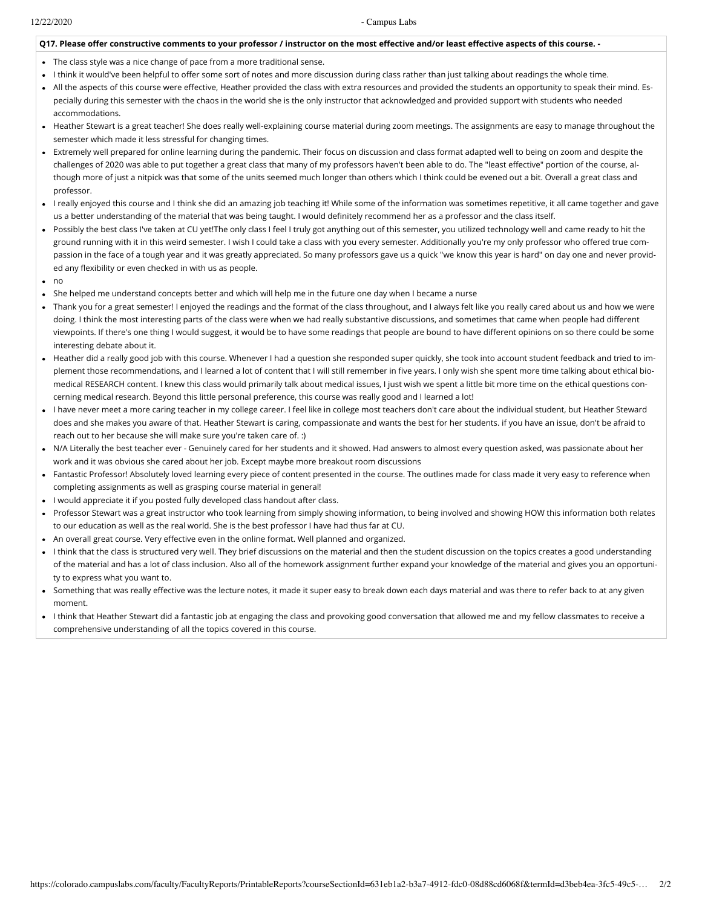**Q17. Please offer constructive comments to your professor / instructor on the most effective and/or least effective aspects of this course. -**

- The class style was a nice change of pace from a more traditional sense.
- I think it would've been helpful to offer some sort of notes and more discussion during class rather than just talking about readings the whole time.
- All the aspects of this course were effective, Heather provided the class with extra resources and provided the students an opportunity to speak their mind. Especially during this semester with the chaos in the world she is the only instructor that acknowledged and provided support with students who needed accommodations.
- Heather Stewart is a great teacher! She does really well-explaining course material during zoom meetings. The assignments are easy to manage throughout the semester which made it less stressful for changing times.
- Extremely well prepared for online learning during the pandemic. Their focus on discussion and class format adapted well to being on zoom and despite the challenges of 2020 was able to put together a great class that many of my professors haven't been able to do. The "least effective" portion of the course, although more of just a nitpick was that some of the units seemed much longer than others which I think could be evened out a bit. Overall a great class and professor.
- I really enjoyed this course and I think she did an amazing job teaching it! While some of the information was sometimes repetitive, it all came together and gave us a better understanding of the material that was being taught. I would definitely recommend her as a professor and the class itself.
- Possibly the best class I've taken at CU yet!The only class I feel I truly got anything out of this semester, you utilized technology well and came ready to hit the ground running with it in this weird semester. I wish I could take a class with you every semester. Additionally you're my only professor who offered true compassion in the face of a tough year and it was greatly appreciated. So many professors gave us a quick "we know this year is hard" on day one and never provided any flexibility or even checked in with us as people.
- no
- She helped me understand concepts better and which will help me in the future one day when I became a nurse
- Thank you for a great semester! I enjoyed the readings and the format of the class throughout, and I always felt like you really cared about us and how we were doing. I think the most interesting parts of the class were when we had really substantive discussions, and sometimes that came when people had different viewpoints. If there's one thing I would suggest, it would be to have some readings that people are bound to have different opinions on so there could be some interesting debate about it.
- Heather did a really good job with this course. Whenever I had a question she responded super quickly, she took into account student feedback and tried to implement those recommendations, and I learned a lot of content that I will still remember in five years. I only wish she spent more time talking about ethical biomedical RESEARCH content. I knew this class would primarily talk about medical issues, I just wish we spent a little bit more time on the ethical questions concerning medical research. Beyond this little personal preference, this course was really good and I learned a lot!
- I have never meet a more caring teacher in my college career. I feel like in college most teachers don't care about the individual student, but Heather Steward does and she makes you aware of that. Heather Stewart is caring, compassionate and wants the best for her students. if you have an issue, don't be afraid to reach out to her because she will make sure you're taken care of. :)
- N/A Literally the best teacher ever - Genuinely cared for her students and it showed. Had answers to almost every question asked, was passionate about her work and it was obvious she cared about her job. Except maybe more breakout room discussions
- Fantastic Professor! Absolutely loved learning every piece of content presented in the course. The outlines made for class made it very easy to reference when completing assignments as well as grasping course material in general!
- I would appreciate it if you posted fully developed class handout after class.
- Professor Stewart was a great instructor who took learning from simply showing information, to being involved and showing HOW this information both relates to our education as well as the real world. She is the best professor I have had thus far at CU.
- An overall great course. Very effective even in the online format. Well planned and organized.
- I think that the class is structured very well. They brief discussions on the material and then the student discussion on the topics creates a good understanding of the material and has a lot of class inclusion. Also all of the homework assignment further expand your knowledge of the material and gives you an opportunity to express what you want to.
- Something that was really effective was the lecture notes, it made it super easy to break down each days material and was there to refer back to at any given moment.
- I think that Heather Stewart did a fantastic job at engaging the class and provoking good conversation that allowed me and my fellow classmates to receive a comprehensive understanding of all the topics covered in this course.